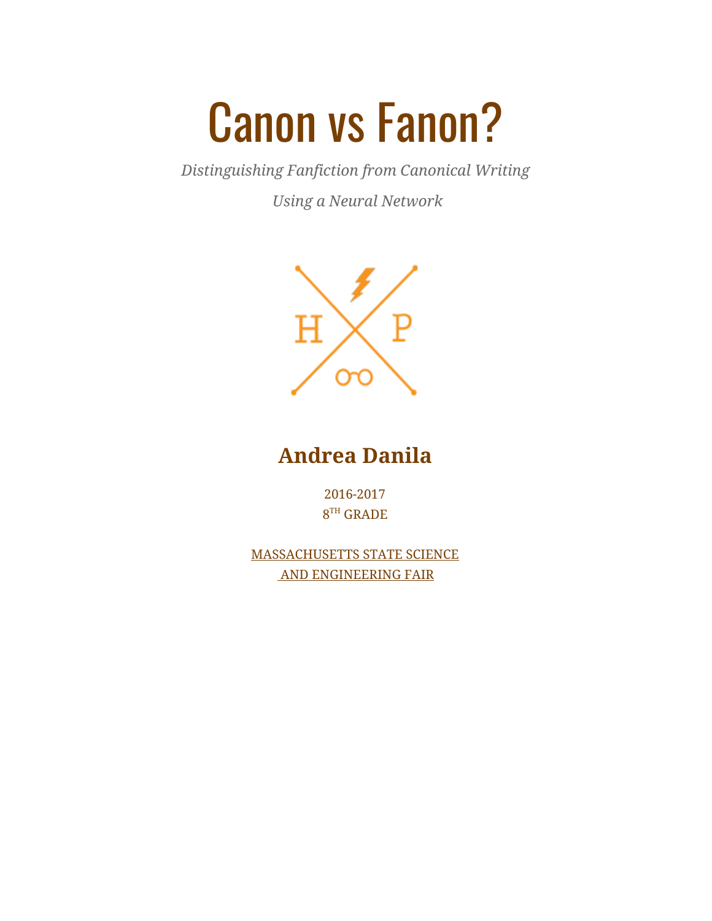# Canon vs Fanon?

*Distinguishing Fanfiction from Canonical Writing*

*Using a Neural Network*

H P

## Andrea Danila

2016-2017
8TH GRADE

MASSACHUSETTS STATE SCIENCE AND ENGINEERING FAIR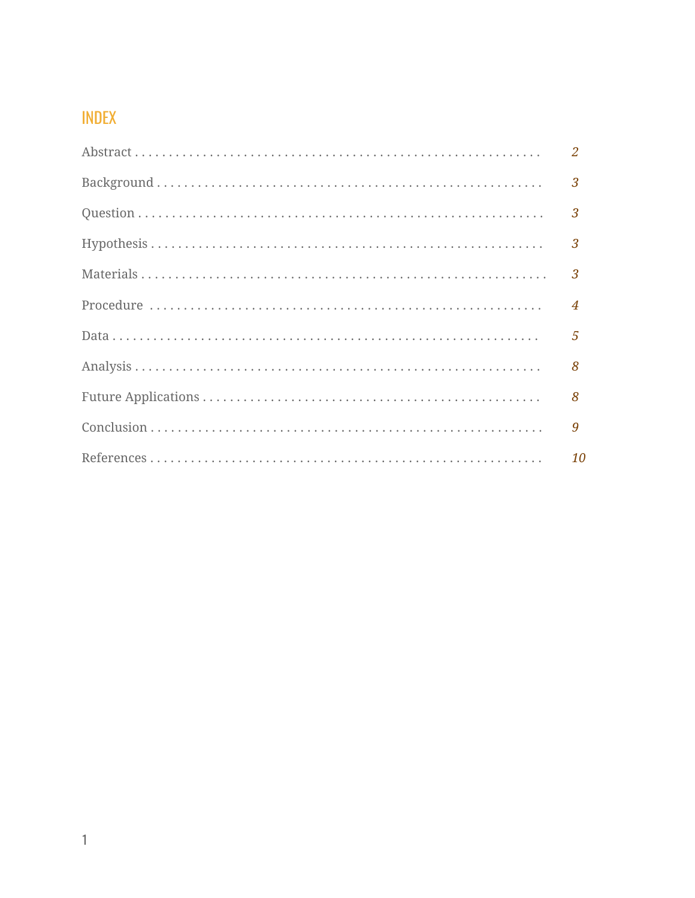## INDEX

| Section | Page |
| --- | --- |
| Abstract | *2* |
| Background | *3* |
| Question | *3* |
| Hypothesis | *3* |
| Materials | *3* |
| Procedure | *4* |
| Data | *5* |
| Analysis | *8* |
| Future Applications | *8* |
| Conclusion | *9* |
| References | *10* |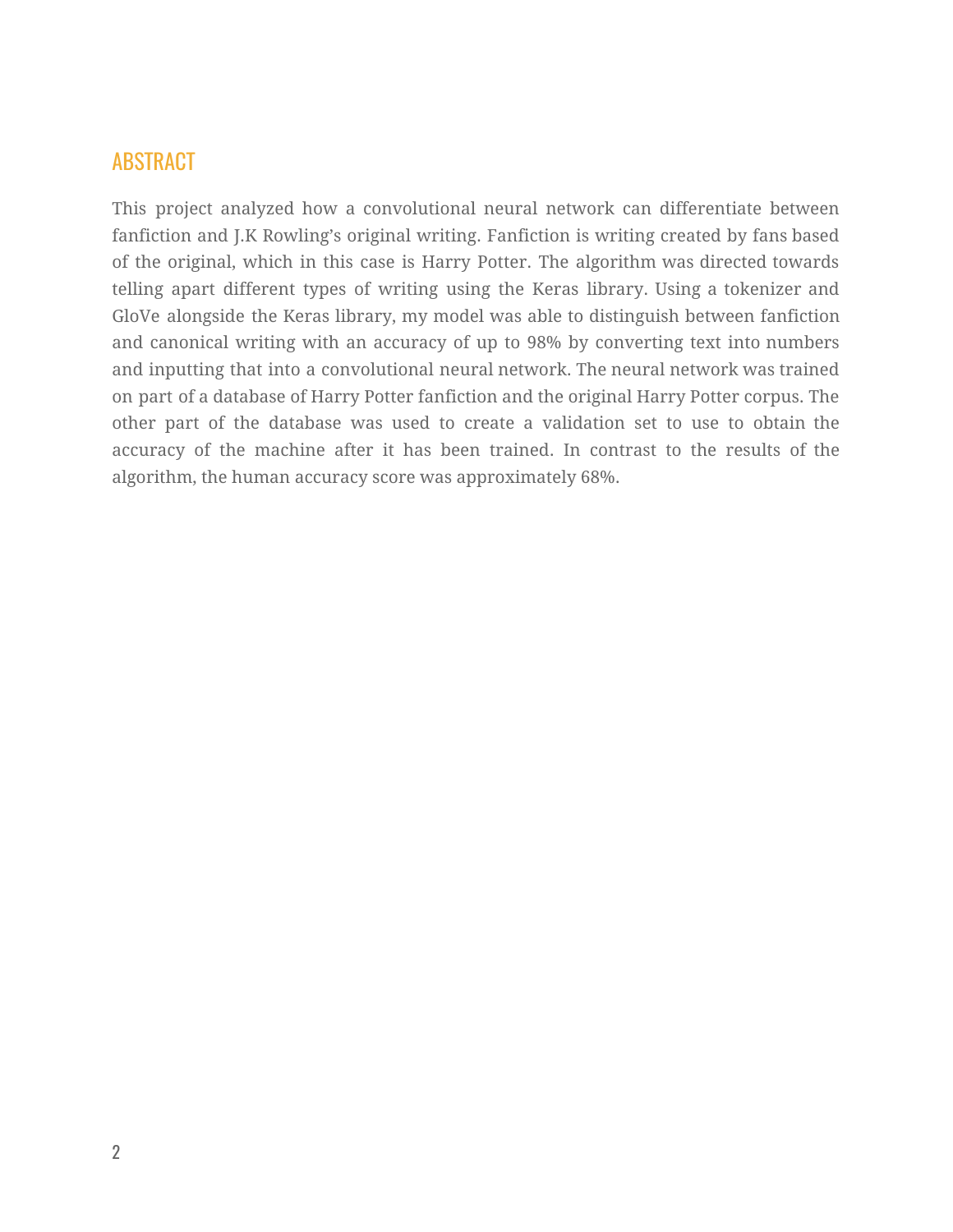## ABSTRACT

This project analyzed how a convolutional neural network can differentiate between fanfiction and J.K Rowling's original writing. Fanfiction is writing created by fans based of the original, which in this case is Harry Potter. The algorithm was directed towards telling apart different types of writing using the Keras library. Using a tokenizer and GloVe alongside the Keras library, my model was able to distinguish between fanfiction and canonical writing with an accuracy of up to 98% by converting text into numbers and inputting that into a convolutional neural network. The neural network was trained on part of a database of Harry Potter fanfiction and the original Harry Potter corpus. The other part of the database was used to create a validation set to use to obtain the accuracy of the machine after it has been trained. In contrast to the results of the algorithm, the human accuracy score was approximately 68%.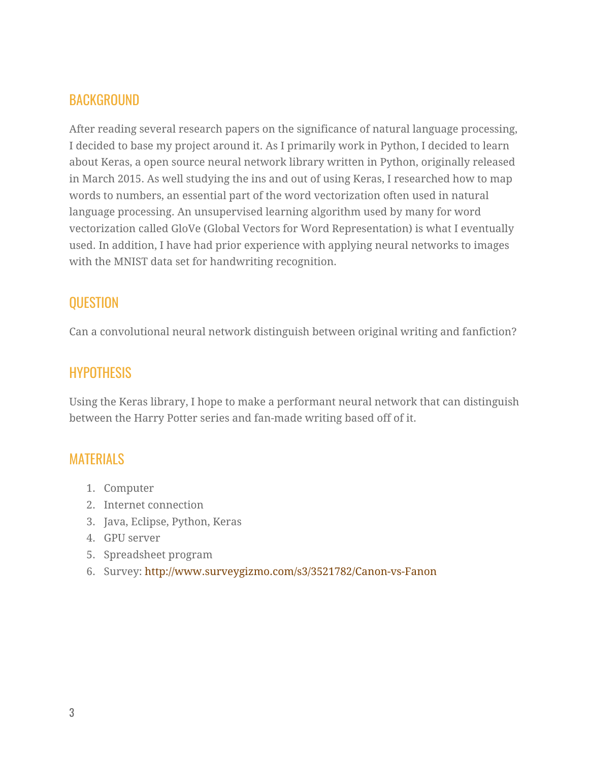## BACKGROUND

After reading several research papers on the significance of natural language processing, I decided to base my project around it. As I primarily work in Python, I decided to learn about Keras, a open source neural network library written in Python, originally released in March 2015. As well studying the ins and out of using Keras, I researched how to map words to numbers, an essential part of the word vectorization often used in natural language processing. An unsupervised learning algorithm used by many for word vectorization called GloVe (Global Vectors for Word Representation) is what I eventually used. In addition, I have had prior experience with applying neural networks to images with the MNIST data set for handwriting recognition.

## QUESTION

Can a convolutional neural network distinguish between original writing and fanfiction?

## HYPOTHESIS

Using the Keras library, I hope to make a performant neural network that can distinguish between the Harry Potter series and fan-made writing based off of it.

## MATERIALS

1. Computer
2. Internet connection
3. Java, Eclipse, Python, Keras
4. GPU server
5. Spreadsheet program
6. Survey: http://www.surveygizmo.com/s3/3521782/Canon-vs-Fanon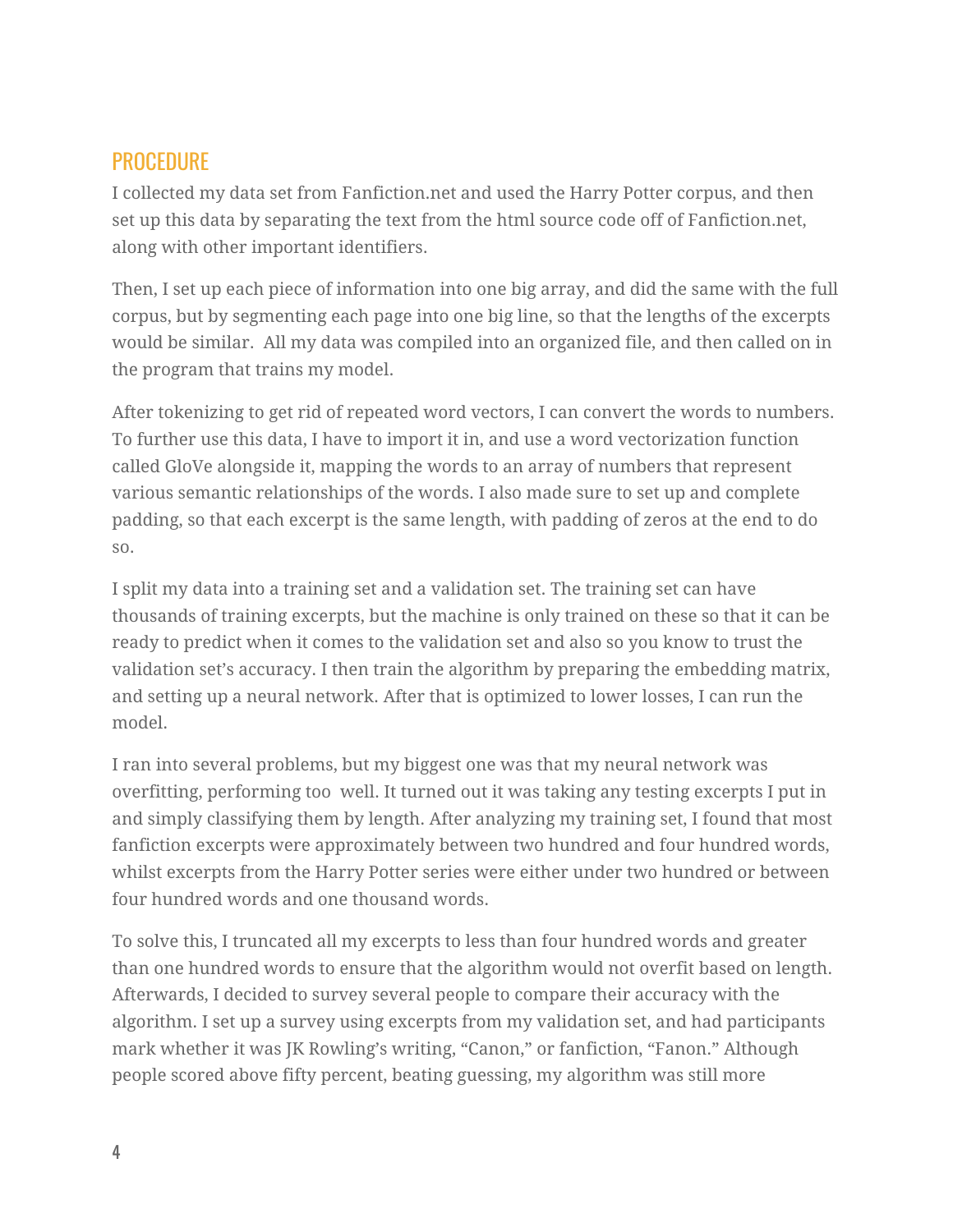## PROCEDURE

I collected my data set from Fanfiction.net and used the Harry Potter corpus, and then set up this data by separating the text from the html source code off of Fanfiction.net, along with other important identifiers.

Then, I set up each piece of information into one big array, and did the same with the full corpus, but by segmenting each page into one big line, so that the lengths of the excerpts would be similar. All my data was compiled into an organized file, and then called on in the program that trains my model.

After tokenizing to get rid of repeated word vectors, I can convert the words to numbers. To further use this data, I have to import it in, and use a word vectorization function called GloVe alongside it, mapping the words to an array of numbers that represent various semantic relationships of the words. I also made sure to set up and complete padding, so that each excerpt is the same length, with padding of zeros at the end to do so.

I split my data into a training set and a validation set. The training set can have thousands of training excerpts, but the machine is only trained on these so that it can be ready to predict when it comes to the validation set and also so you know to trust the validation set's accuracy. I then train the algorithm by preparing the embedding matrix, and setting up a neural network. After that is optimized to lower losses, I can run the model.

I ran into several problems, but my biggest one was that my neural network was overfitting, performing too well. It turned out it was taking any testing excerpts I put in and simply classifying them by length. After analyzing my training set, I found that most fanfiction excerpts were approximately between two hundred and four hundred words, whilst excerpts from the Harry Potter series were either under two hundred or between four hundred words and one thousand words.

To solve this, I truncated all my excerpts to less than four hundred words and greater than one hundred words to ensure that the algorithm would not overfit based on length. Afterwards, I decided to survey several people to compare their accuracy with the algorithm. I set up a survey using excerpts from my validation set, and had participants mark whether it was JK Rowling's writing, "Canon," or fanfiction, "Fanon." Although people scored above fifty percent, beating guessing, my algorithm was still more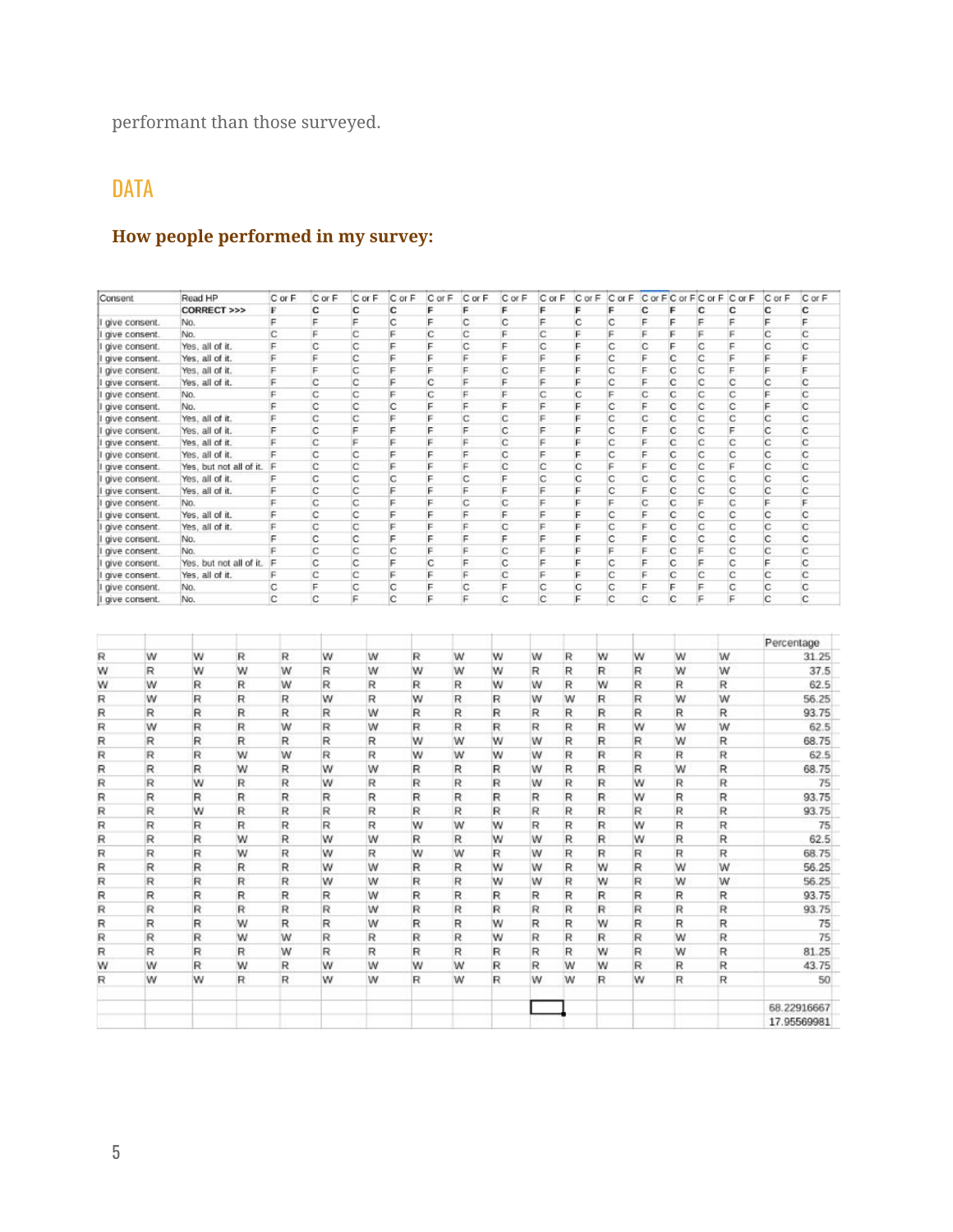performant than those surveyed.

## DATA

### How people performed in my survey:

| Consent | Read HP | C or F | C or F | C or F | C or F | C or F | C or F | C or F | C or F | C or F | C or F | C or F | C or F | C or F | C or F | C or F | C or F |
|---|---|---|---|---|---|---|---|---|---|---|---|---|---|---|---|---|---|
| | CORRECT >>> | F | C | C | C | F | F | F | F | F | F | C | F | C | C | C | C |
| I give consent. | No. | F | F | F | C | F | C | C | F | C | C | F | F | F | F | F | F |
| I give consent. | No. | C | F | C | F | C | C | F | C | F | F | F | F | F | F | C | C |
| I give consent. | Yes, all of it. | F | C | C | F | F | C | F | C | F | C | C | F | C | F | C | C |
| I give consent. | Yes, all of it. | F | F | C | F | F | F | F | F | F | C | F | C | C | F | F | F |
| I give consent. | Yes, all of it. | F | F | C | F | F | F | C | F | F | C | F | C | C | F | F | F |
| I give consent. | Yes, all of it. | F | C | C | F | C | F | F | F | F | C | F | C | C | C | C | C |
| I give consent. | No. | F | C | C | F | C | F | F | C | C | F | C | C | C | C | F | C |
| I give consent. | No. | F | C | C | C | F | F | F | F | F | C | F | C | C | C | F | C |
| I give consent. | Yes, all of it. | F | C | C | F | F | C | C | F | F | C | C | C | C | C | C | C |
| I give consent. | Yes, all of it. | F | C | F | F | F | F | C | F | F | C | F | C | C | F | C | C |
| I give consent. | Yes, all of it. | F | C | F | F | F | F | C | F | F | C | F | C | C | C | C | C |
| I give consent. | Yes, all of it. | F | C | C | F | F | F | C | F | F | C | F | C | C | C | C | C |
| I give consent. | Yes, but not all of it. | F | C | C | F | F | F | C | C | C | F | F | C | C | F | C | C |
| I give consent. | Yes, all of it. | F | C | C | C | F | C | F | C | C | C | C | C | C | C | C | C |
| I give consent. | Yes, all of it. | F | C | C | F | F | F | F | F | F | C | F | C | C | C | C | C |
| I give consent. | No. | F | C | C | F | F | C | C | F | F | F | C | C | F | C | F | F |
| I give consent. | Yes, all of it. | F | C | C | F | F | F | F | F | F | C | F | C | C | C | C | C |
| I give consent. | Yes, all of it. | F | C | C | F | F | F | C | F | F | C | F | C | C | C | C | C |
| I give consent. | No. | F | C | C | F | F | F | F | F | F | C | F | C | C | C | C | C |
| I give consent. | No. | F | C | C | C | F | F | C | F | F | F | F | C | F | C | C | C |
| I give consent. | Yes, but not all of it. | F | C | C | F | C | F | C | F | F | C | F | C | F | C | F | C |
| I give consent. | Yes, all of it. | F | C | C | F | F | F | C | F | F | C | F | C | C | C | C | C |
| I give consent. | No. | C | F | C | C | F | C | F | C | C | C | F | F | F | C | C | C |
| I give consent. | No. | C | C | F | C | F | F | C | C | F | C | C | C | F | F | C | C |

| | | | | | | | | | | | | | | | | Percentage |
|---|---|---|---|---|---|---|---|---|---|---|---|---|---|---|---|---|
| R | W | W | R | R | W | W | R | W | W | W | R | W | W | W | W | 31.25 |
| W | R | W | W | W | R | W | W | W | W | R | R | R | R | W | W | 37.5 |
| W | W | R | R | W | R | R | R | R | W | W | R | W | R | R | R | 62.5 |
| R | W | R | R | R | W | R | W | R | R | W | W | R | R | W | W | 56.25 |
| R | R | R | R | R | R | W | R | R | R | R | R | R | R | R | R | 93.75 |
| R | W | R | R | W | R | W | R | R | R | R | R | R | W | W | W | 62.5 |
| R | R | R | R | R | R | R | W | W | W | W | R | R | R | W | R | 68.75 |
| R | R | R | W | W | R | R | W | W | W | W | R | R | R | R | R | 62.5 |
| R | R | R | W | R | W | W | R | R | R | W | R | R | R | W | R | 68.75 |
| R | R | W | R | R | W | R | R | R | R | W | R | R | W | R | R | 75 |
| R | R | R | R | R | R | R | R | R | R | R | R | R | W | R | R | 93.75 |
| R | R | W | R | R | R | R | R | R | R | R | R | R | R | R | R | 93.75 |
| R | R | R | R | R | R | R | W | W | W | R | R | R | W | R | R | 75 |
| R | R | R | W | R | W | W | R | R | W | W | R | R | W | R | R | 62.5 |
| R | R | R | W | R | W | R | W | W | R | W | R | R | R | R | R | 68.75 |
| R | R | R | R | R | W | W | R | R | W | W | R | W | R | W | W | 56.25 |
| R | R | R | R | R | W | W | R | R | W | W | R | W | R | W | W | 56.25 |
| R | R | R | R | R | R | W | R | R | R | R | R | R | R | R | R | 93.75 |
| R | R | R | R | R | R | W | R | R | R | R | R | R | R | R | R | 93.75 |
| R | R | R | W | R | R | W | R | R | W | R | R | W | R | R | R | 75 |
| R | R | R | W | W | R | R | R | R | W | R | R | R | R | W | R | 75 |
| R | R | R | R | W | R | R | R | R | R | R | R | W | R | W | R | 81.25 |
| W | W | R | W | R | W | W | W | W | R | R | W | W | R | R | R | 43.75 |
| R | W | W | R | R | W | W | R | W | R | W | W | R | W | R | R | 50 |
| | | | | | | | | | | | | | | | | |
| | | | | | | | | | | | | | | | | 68.22916667 |
| | | | | | | | | | | | | | | | | 17.95569981 |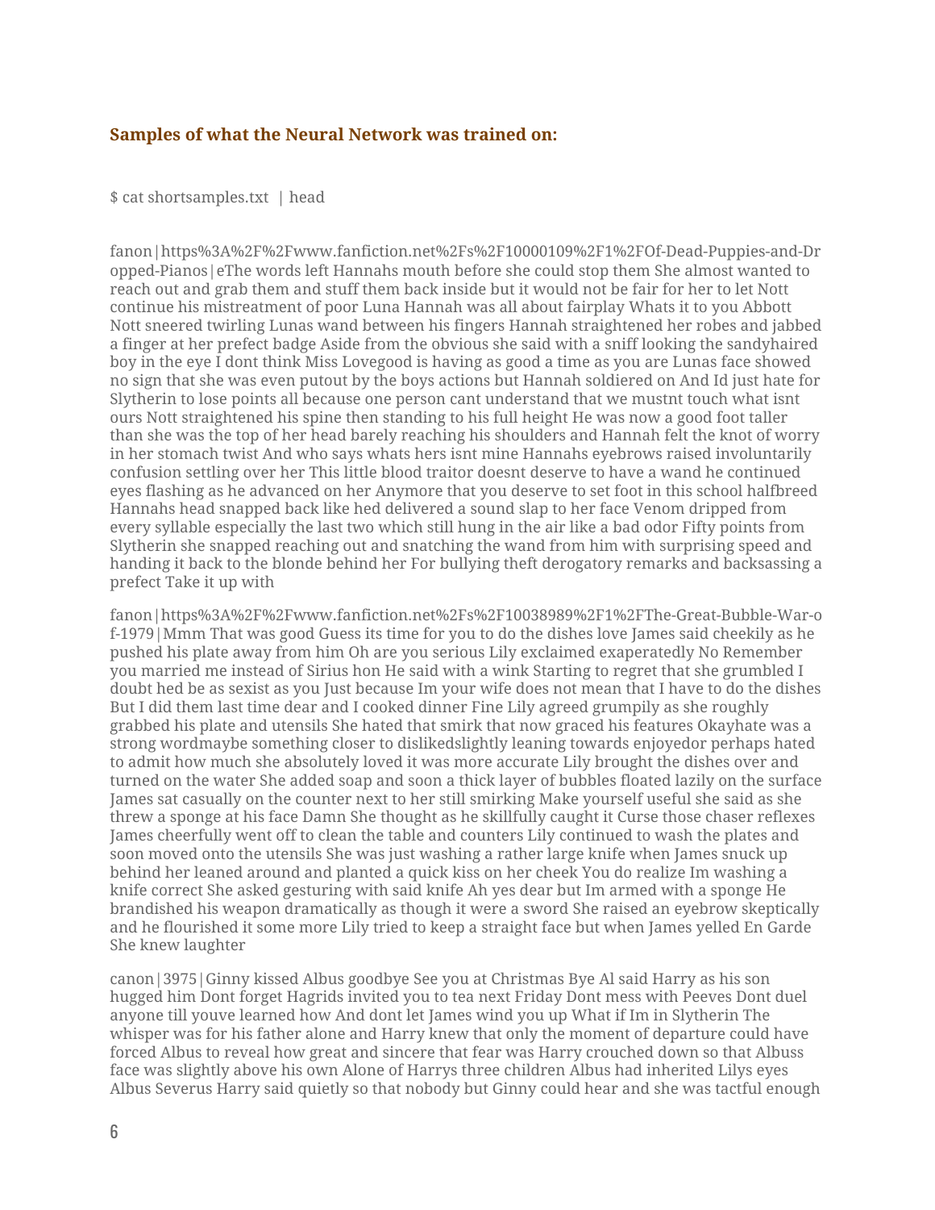### Samples of what the Neural Network was trained on:

$ cat shortsamples.txt | head

fanon|https%3A%2F%2Fwww.fanfiction.net%2Fs%2F10000109%2F1%2FOf-Dead-Puppies-and-Dropped-Pianos|eThe words left Hannahs mouth before she could stop them She almost wanted to reach out and grab them and stuff them back inside but it would not be fair for her to let Nott continue his mistreatment of poor Luna Hannah was all about fairplay Whats it to you Abbott Nott sneered twirling Lunas wand between his fingers Hannah straightened her robes and jabbed a finger at her prefect badge Aside from the obvious she said with a sniff looking the sandyhaired boy in the eye I dont think Miss Lovegood is having as good a time as you are Lunas face showed no sign that she was even putout by the boys actions but Hannah soldiered on And Id just hate for Slytherin to lose points all because one person cant understand that we mustnt touch what isnt ours Nott straightened his spine then standing to his full height He was now a good foot taller than she was the top of her head barely reaching his shoulders and Hannah felt the knot of worry in her stomach twist And who says whats hers isnt mine Hannahs eyebrows raised involuntarily confusion settling over her This little blood traitor doesnt deserve to have a wand he continued eyes flashing as he advanced on her Anymore that you deserve to set foot in this school halfbreed Hannahs head snapped back like hed delivered a sound slap to her face Venom dripped from every syllable especially the last two which still hung in the air like a bad odor Fifty points from Slytherin she snapped reaching out and snatching the wand from him with surprising speed and handing it back to the blonde behind her For bullying theft derogatory remarks and backsassing a prefect Take it up with

fanon|https%3A%2F%2Fwww.fanfiction.net%2Fs%2F10038989%2F1%2FThe-Great-Bubble-War-of-1979|Mmm That was good Guess its time for you to do the dishes love James said cheekily as he pushed his plate away from him Oh are you serious Lily exclaimed exaperatedly No Remember you married me instead of Sirius hon He said with a wink Starting to regret that she grumbled I doubt hed be as sexist as you Just because Im your wife does not mean that I have to do the dishes But I did them last time dear and I cooked dinner Fine Lily agreed grumpily as she roughly grabbed his plate and utensils She hated that smirk that now graced his features Okayhate was a strong wordmaybe something closer to dislikedslightly leaning towards enjoyedor perhaps hated to admit how much she absolutely loved it was more accurate Lily brought the dishes over and turned on the water She added soap and soon a thick layer of bubbles floated lazily on the surface James sat casually on the counter next to her still smirking Make yourself useful she said as she threw a sponge at his face Damn She thought as he skillfully caught it Curse those chaser reflexes James cheerfully went off to clean the table and counters Lily continued to wash the plates and soon moved onto the utensils She was just washing a rather large knife when James snuck up behind her leaned around and planted a quick kiss on her cheek You do realize Im washing a knife correct She asked gesturing with said knife Ah yes dear but Im armed with a sponge He brandished his weapon dramatically as though it were a sword She raised an eyebrow skeptically and he flourished it some more Lily tried to keep a straight face but when James yelled En Garde She knew laughter

canon|3975|Ginny kissed Albus goodbye See you at Christmas Bye Al said Harry as his son hugged him Dont forget Hagrids invited you to tea next Friday Dont mess with Peeves Dont duel anyone till youve learned how And dont let James wind you up What if Im in Slytherin The whisper was for his father alone and Harry knew that only the moment of departure could have forced Albus to reveal how great and sincere that fear was Harry crouched down so that Albuss face was slightly above his own Alone of Harrys three children Albus had inherited Lilys eyes Albus Severus Harry said quietly so that nobody but Ginny could hear and she was tactful enough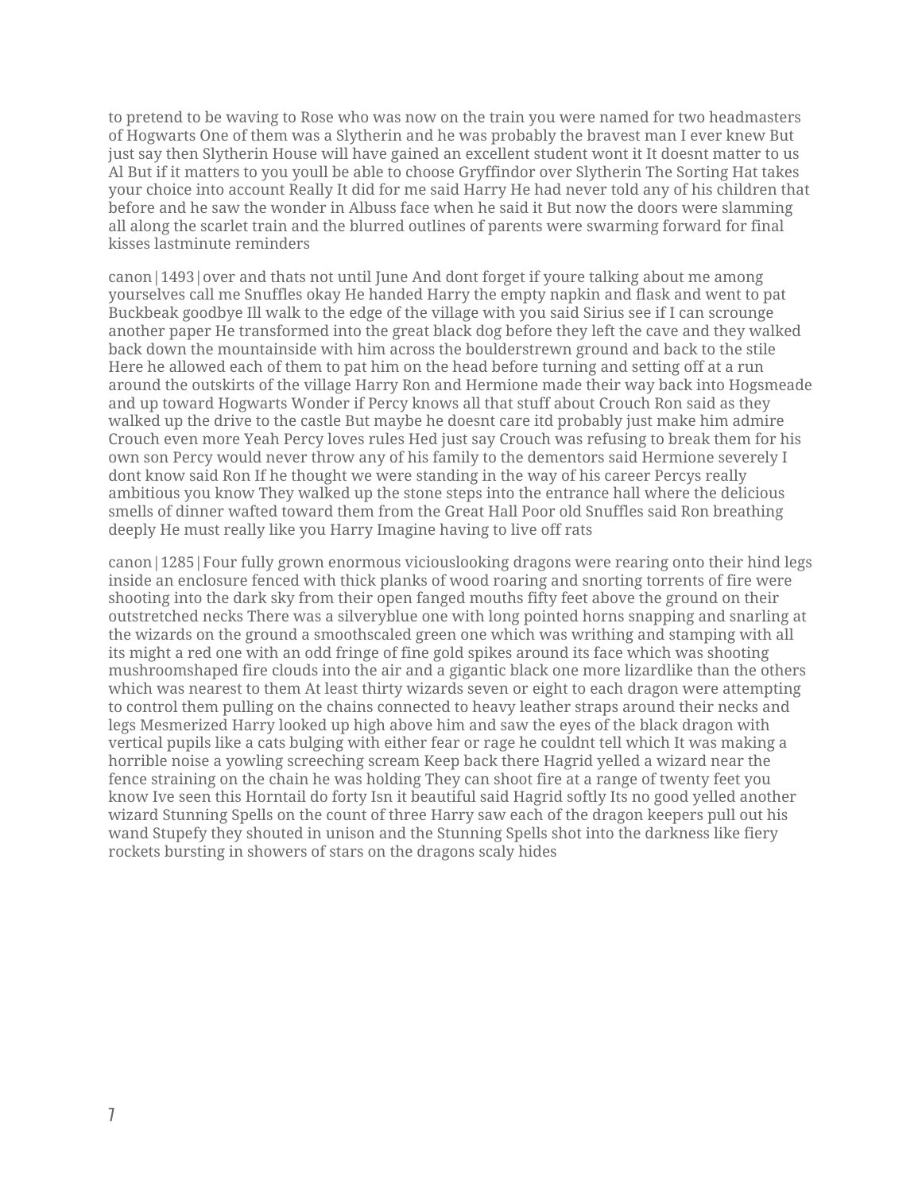to pretend to be waving to Rose who was now on the train you were named for two headmasters of Hogwarts One of them was a Slytherin and he was probably the bravest man I ever knew But just say then Slytherin House will have gained an excellent student wont it It doesnt matter to us Al But if it matters to you youll be able to choose Gryffindor over Slytherin The Sorting Hat takes your choice into account Really It did for me said Harry He had never told any of his children that before and he saw the wonder in Albuss face when he said it But now the doors were slamming all along the scarlet train and the blurred outlines of parents were swarming forward for final kisses lastminute reminders

canon|1493|over and thats not until June And dont forget if youre talking about me among yourselves call me Snuffles okay He handed Harry the empty napkin and flask and went to pat Buckbeak goodbye Ill walk to the edge of the village with you said Sirius see if I can scrounge another paper He transformed into the great black dog before they left the cave and they walked back down the mountainside with him across the boulderstrewn ground and back to the stile Here he allowed each of them to pat him on the head before turning and setting off at a run around the outskirts of the village Harry Ron and Hermione made their way back into Hogsmeade and up toward Hogwarts Wonder if Percy knows all that stuff about Crouch Ron said as they walked up the drive to the castle But maybe he doesnt care itd probably just make him admire Crouch even more Yeah Percy loves rules Hed just say Crouch was refusing to break them for his own son Percy would never throw any of his family to the dementors said Hermione severely I dont know said Ron If he thought we were standing in the way of his career Percys really ambitious you know They walked up the stone steps into the entrance hall where the delicious smells of dinner wafted toward them from the Great Hall Poor old Snuffles said Ron breathing deeply He must really like you Harry Imagine having to live off rats

canon|1285|Four fully grown enormous viciouslooking dragons were rearing onto their hind legs inside an enclosure fenced with thick planks of wood roaring and snorting torrents of fire were shooting into the dark sky from their open fanged mouths fifty feet above the ground on their outstretched necks There was a silveryblue one with long pointed horns snapping and snarling at the wizards on the ground a smoothscaled green one which was writhing and stamping with all its might a red one with an odd fringe of fine gold spikes around its face which was shooting mushroomshaped fire clouds into the air and a gigantic black one more lizardlike than the others which was nearest to them At least thirty wizards seven or eight to each dragon were attempting to control them pulling on the chains connected to heavy leather straps around their necks and legs Mesmerized Harry looked up high above him and saw the eyes of the black dragon with vertical pupils like a cats bulging with either fear or rage he couldnt tell which It was making a horrible noise a yowling screeching scream Keep back there Hagrid yelled a wizard near the fence straining on the chain he was holding They can shoot fire at a range of twenty feet you know Ive seen this Horntail do forty Isn it beautiful said Hagrid softly Its no good yelled another wizard Stunning Spells on the count of three Harry saw each of the dragon keepers pull out his wand Stupefy they shouted in unison and the Stunning Spells shot into the darkness like fiery rockets bursting in showers of stars on the dragons scaly hides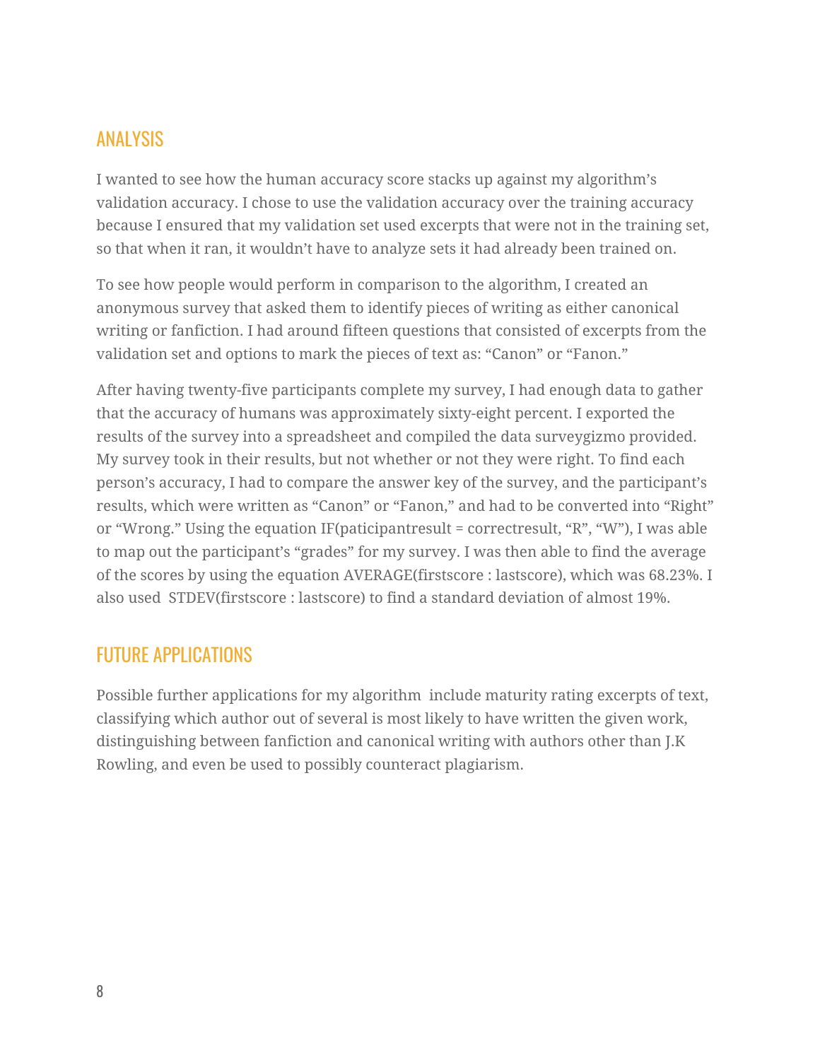## ANALYSIS

I wanted to see how the human accuracy score stacks up against my algorithm's validation accuracy. I chose to use the validation accuracy over the training accuracy because I ensured that my validation set used excerpts that were not in the training set, so that when it ran, it wouldn't have to analyze sets it had already been trained on.

To see how people would perform in comparison to the algorithm, I created an anonymous survey that asked them to identify pieces of writing as either canonical writing or fanfiction. I had around fifteen questions that consisted of excerpts from the validation set and options to mark the pieces of text as: "Canon" or "Fanon."

After having twenty-five participants complete my survey, I had enough data to gather that the accuracy of humans was approximately sixty-eight percent. I exported the results of the survey into a spreadsheet and compiled the data surveygizmo provided. My survey took in their results, but not whether or not they were right. To find each person's accuracy, I had to compare the answer key of the survey, and the participant's results, which were written as "Canon" or "Fanon," and had to be converted into "Right" or "Wrong." Using the equation IF(paticipantresult = correctresult, "R", "W"), I was able to map out the participant's "grades" for my survey. I was then able to find the average of the scores by using the equation AVERAGE(firstscore : lastscore), which was 68.23%. I also used STDEV(firstscore : lastscore) to find a standard deviation of almost 19%.

## FUTURE APPLICATIONS

Possible further applications for my algorithm include maturity rating excerpts of text, classifying which author out of several is most likely to have written the given work, distinguishing between fanfiction and canonical writing with authors other than J.K Rowling, and even be used to possibly counteract plagiarism.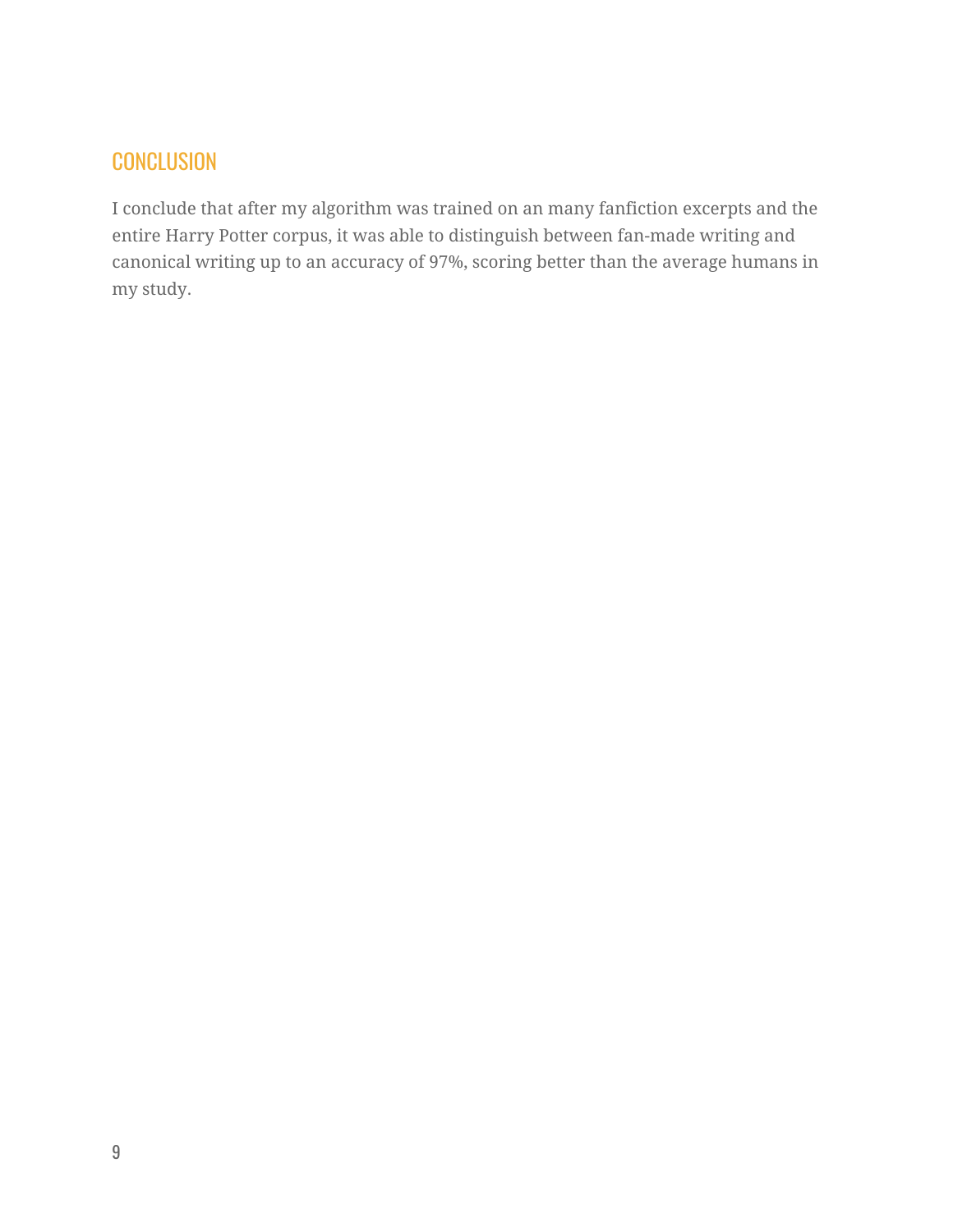## CONCLUSION

I conclude that after my algorithm was trained on an many fanfiction excerpts and the entire Harry Potter corpus, it was able to distinguish between fan-made writing and canonical writing up to an accuracy of 97%, scoring better than the average humans in my study.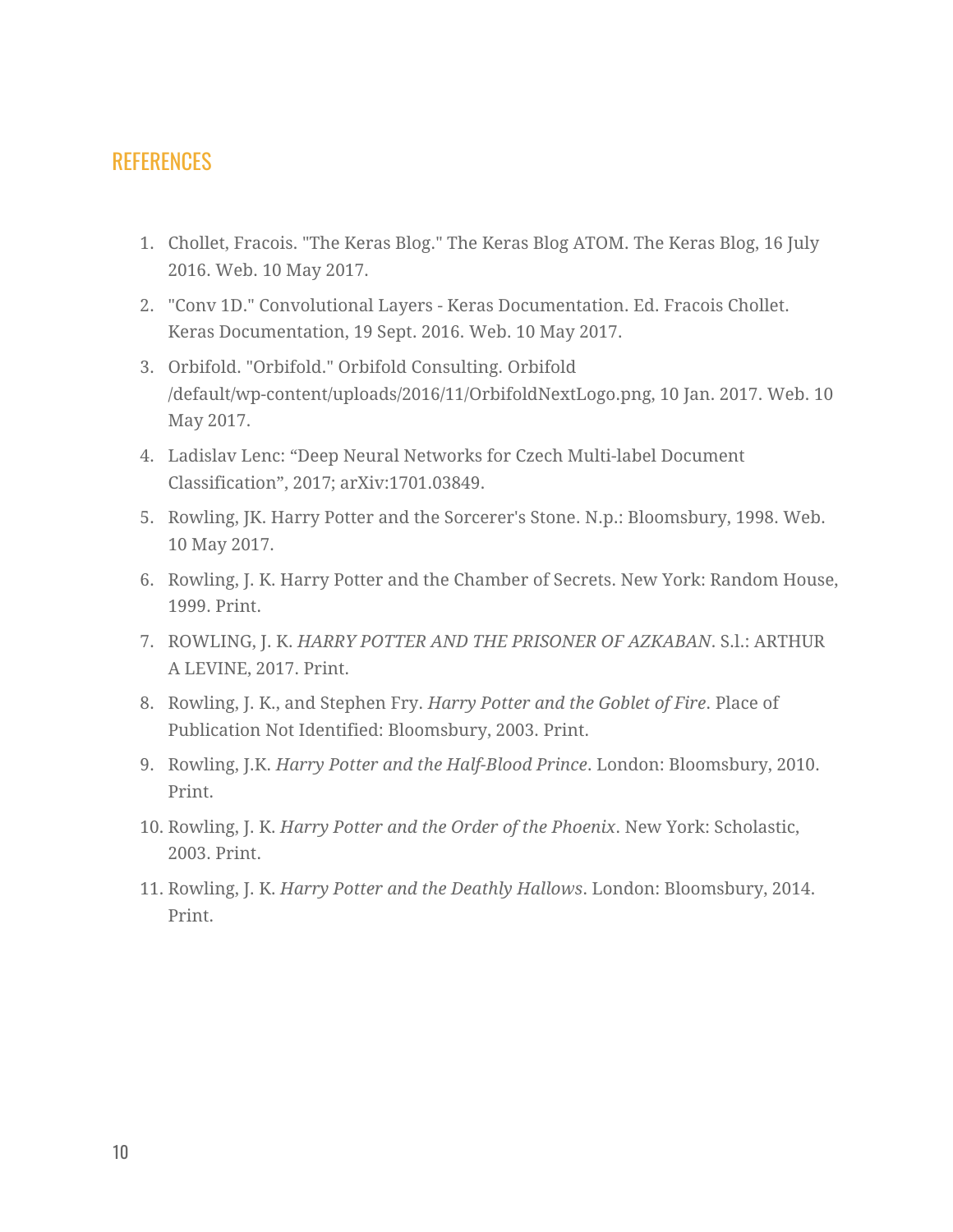## REFERENCES

1. Chollet, Fracois. "The Keras Blog." The Keras Blog ATOM. The Keras Blog, 16 July 2016. Web. 10 May 2017.
2. "Conv 1D." Convolutional Layers - Keras Documentation. Ed. Fracois Chollet. Keras Documentation, 19 Sept. 2016. Web. 10 May 2017.
3. Orbifold. "Orbifold." Orbifold Consulting. Orbifold /default/wp-content/uploads/2016/11/OrbifoldNextLogo.png, 10 Jan. 2017. Web. 10 May 2017.
4. Ladislav Lenc: “Deep Neural Networks for Czech Multi-label Document Classification”, 2017; arXiv:1701.03849.
5. Rowling, JK. Harry Potter and the Sorcerer's Stone. N.p.: Bloomsbury, 1998. Web. 10 May 2017.
6. Rowling, J. K. Harry Potter and the Chamber of Secrets. New York: Random House, 1999. Print.
7. ROWLING, J. K. *HARRY POTTER AND THE PRISONER OF AZKABAN*. S.l.: ARTHUR A LEVINE, 2017. Print.
8. Rowling, J. K., and Stephen Fry. *Harry Potter and the Goblet of Fire*. Place of Publication Not Identified: Bloomsbury, 2003. Print.
9. Rowling, J.K. *Harry Potter and the Half-Blood Prince*. London: Bloomsbury, 2010. Print.
10. Rowling, J. K. *Harry Potter and the Order of the Phoenix*. New York: Scholastic, 2003. Print.
11. Rowling, J. K. *Harry Potter and the Deathly Hallows*. London: Bloomsbury, 2014. Print.